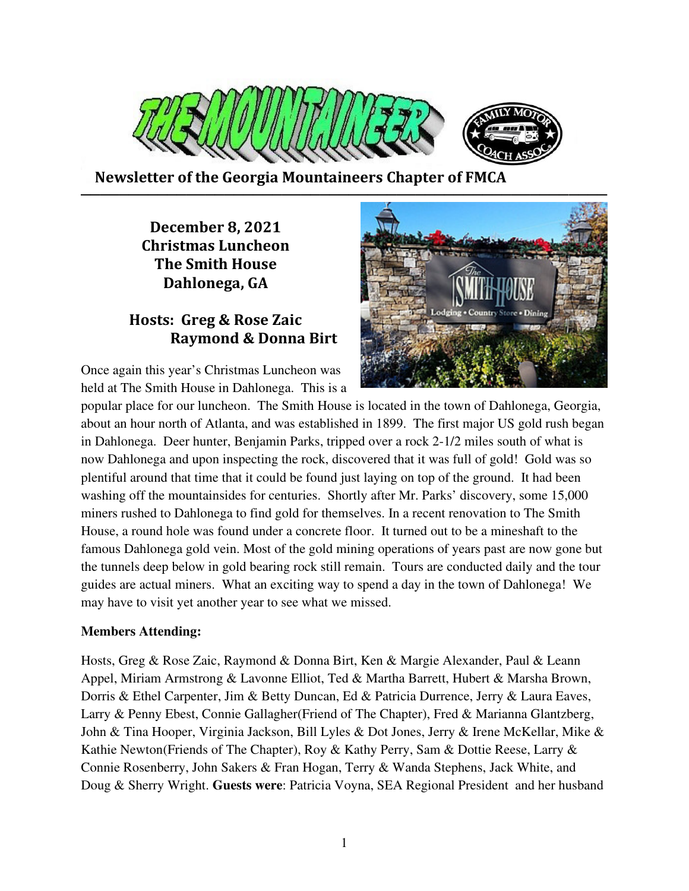# THE MOUNTAINEER

**Newsletter of the Georgia Mountaineers Chapter of FMCA**

## December 8, 2021
## Christmas Luncheon
## The Smith House
## Dahlonega, GA

### Hosts: Greg & Rose Zaic
### Raymond & Donna Birt

Once again this year's Christmas Luncheon was held at The Smith House in Dahlonega. This is a popular place for our luncheon. The Smith House is located in the town of Dahlonega, Georgia, about an hour north of Atlanta, and was established in 1899. The first major US gold rush began in Dahlonega. Deer hunter, Benjamin Parks, tripped over a rock 2-1/2 miles south of what is now Dahlonega and upon inspecting the rock, discovered that it was full of gold! Gold was so plentiful around that time that it could be found just laying on top of the ground. It had been washing off the mountainsides for centuries. Shortly after Mr. Parks' discovery, some 15,000 miners rushed to Dahlonega to find gold for themselves. In a recent renovation to The Smith House, a round hole was found under a concrete floor. It turned out to be a mineshaft to the famous Dahlonega gold vein. Most of the gold mining operations of years past are now gone but the tunnels deep below in gold bearing rock still remain. Tours are conducted daily and the tour guides are actual miners. What an exciting way to spend a day in the town of Dahlonega! We may have to visit yet another year to see what we missed.

**Members Attending:**

Hosts, Greg & Rose Zaic, Raymond & Donna Birt, Ken & Margie Alexander, Paul & Leann Appel, Miriam Armstrong & Lavonne Elliot, Ted & Martha Barrett, Hubert & Marsha Brown, Dorris & Ethel Carpenter, Jim & Betty Duncan, Ed & Patricia Durrence, Jerry & Laura Eaves, Larry & Penny Ebest, Connie Gallagher(Friend of The Chapter), Fred & Marianna Glantzberg, John & Tina Hooper, Virginia Jackson, Bill Lyles & Dot Jones, Jerry & Irene McKellar, Mike & Kathie Newton(Friends of The Chapter), Roy & Kathy Perry, Sam & Dottie Reese, Larry & Connie Rosenberry, John Sakers & Fran Hogan, Terry & Wanda Stephens, Jack White, and Doug & Sherry Wright. **Guests were**: Patricia Voyna, SEA Regional President and her husband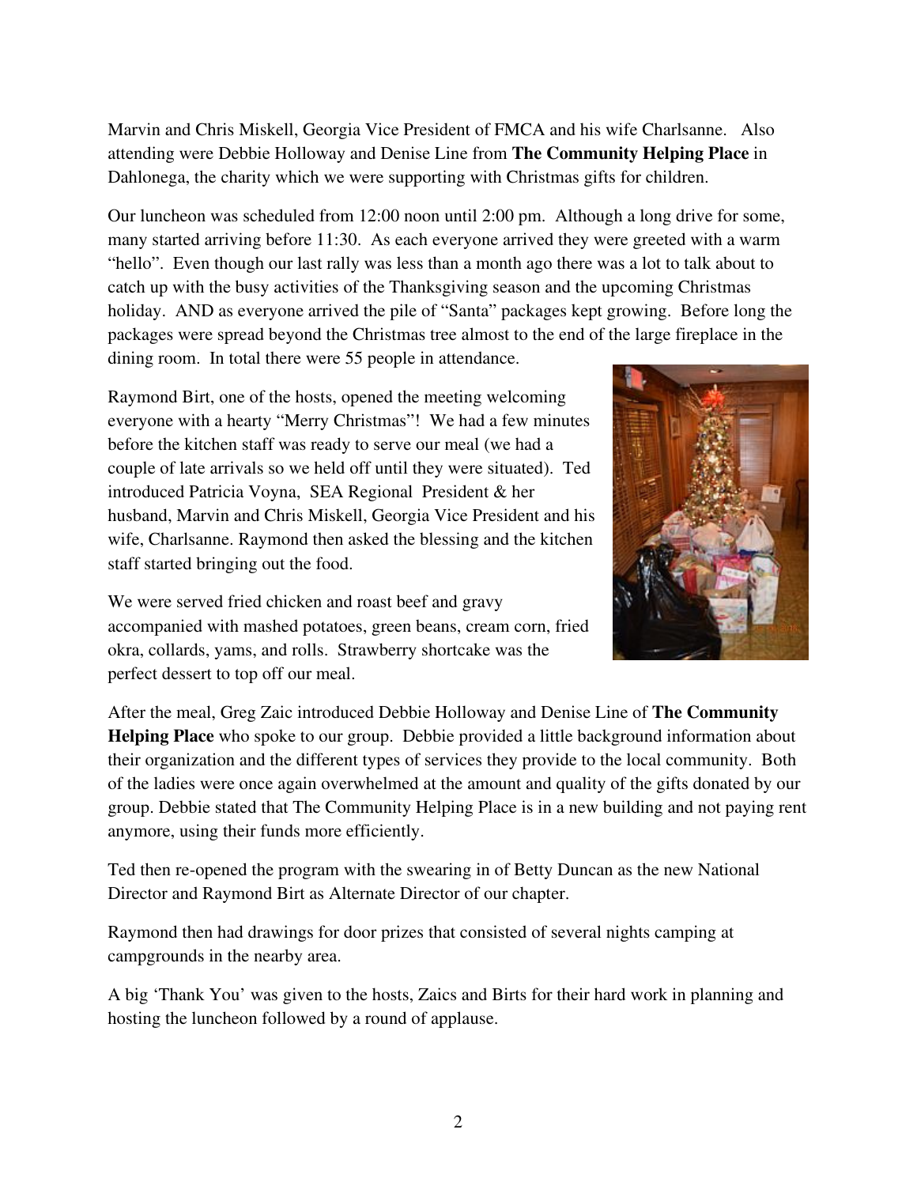Marvin and Chris Miskell, Georgia Vice President of FMCA and his wife Charlsanne. Also attending were Debbie Holloway and Denise Line from **The Community Helping Place** in Dahlonega, the charity which we were supporting with Christmas gifts for children.

Our luncheon was scheduled from 12:00 noon until 2:00 pm. Although a long drive for some, many started arriving before 11:30. As each everyone arrived they were greeted with a warm "hello". Even though our last rally was less than a month ago there was a lot to talk about to catch up with the busy activities of the Thanksgiving season and the upcoming Christmas holiday. AND as everyone arrived the pile of "Santa" packages kept growing. Before long the packages were spread beyond the Christmas tree almost to the end of the large fireplace in the dining room. In total there were 55 people in attendance.

Raymond Birt, one of the hosts, opened the meeting welcoming everyone with a hearty "Merry Christmas"! We had a few minutes before the kitchen staff was ready to serve our meal (we had a couple of late arrivals so we held off until they were situated). Ted introduced Patricia Voyna, SEA Regional President & her husband, Marvin and Chris Miskell, Georgia Vice President and his wife, Charlsanne. Raymond then asked the blessing and the kitchen staff started bringing out the food.

We were served fried chicken and roast beef and gravy accompanied with mashed potatoes, green beans, cream corn, fried okra, collards, yams, and rolls. Strawberry shortcake was the perfect dessert to top off our meal.

After the meal, Greg Zaic introduced Debbie Holloway and Denise Line of **The Community Helping Place** who spoke to our group. Debbie provided a little background information about their organization and the different types of services they provide to the local community. Both of the ladies were once again overwhelmed at the amount and quality of the gifts donated by our group. Debbie stated that The Community Helping Place is in a new building and not paying rent anymore, using their funds more efficiently.

Ted then re-opened the program with the swearing in of Betty Duncan as the new National Director and Raymond Birt as Alternate Director of our chapter.

Raymond then had drawings for door prizes that consisted of several nights camping at campgrounds in the nearby area.

A big 'Thank You' was given to the hosts, Zaics and Birts for their hard work in planning and hosting the luncheon followed by a round of applause.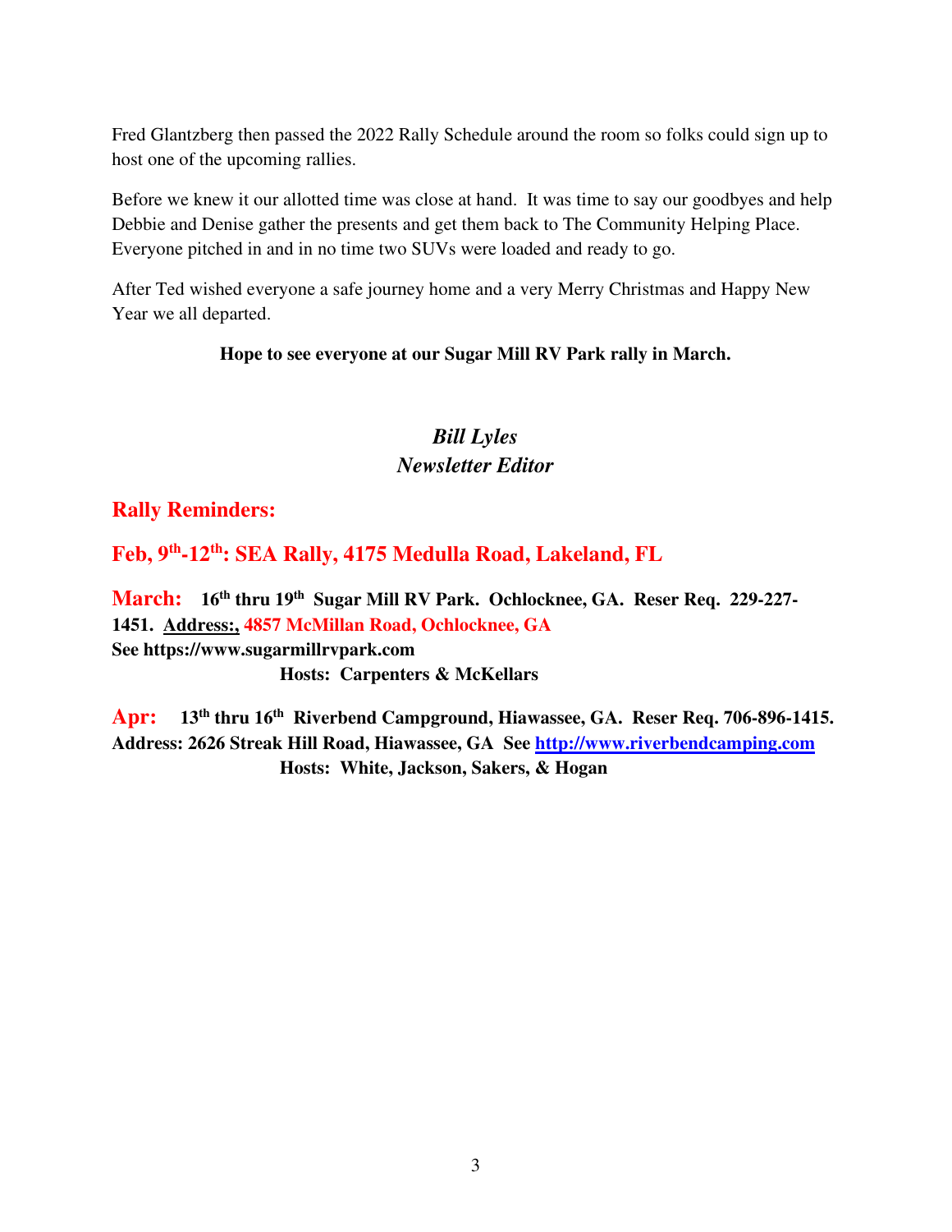Fred Glantzberg then passed the 2022 Rally Schedule around the room so folks could sign up to host one of the upcoming rallies.

Before we knew it our allotted time was close at hand. It was time to say our goodbyes and help Debbie and Denise gather the presents and get them back to The Community Helping Place. Everyone pitched in and in no time two SUVs were loaded and ready to go.

After Ted wished everyone a safe journey home and a very Merry Christmas and Happy New Year we all departed.

**Hope to see everyone at our Sugar Mill RV Park rally in March.**

*Bill Lyles*
*Newsletter Editor*

## Rally Reminders:

## Feb, 9th-12th: SEA Rally, 4175 Medulla Road, Lakeland, FL

**March: 16th thru 19th Sugar Mill RV Park. Ochlocknee, GA. Reser Req. 229-227-1451. Address:, 4857 McMillan Road, Ochlocknee, GA**
**See https://www.sugarmillrvpark.com**
**Hosts: Carpenters & McKellars**

**Apr: 13th thru 16th Riverbend Campground, Hiawassee, GA. Reser Req. 706-896-1415. Address: 2626 Streak Hill Road, Hiawassee, GA See http://www.riverbendcamping.com**
**Hosts: White, Jackson, Sakers, & Hogan**